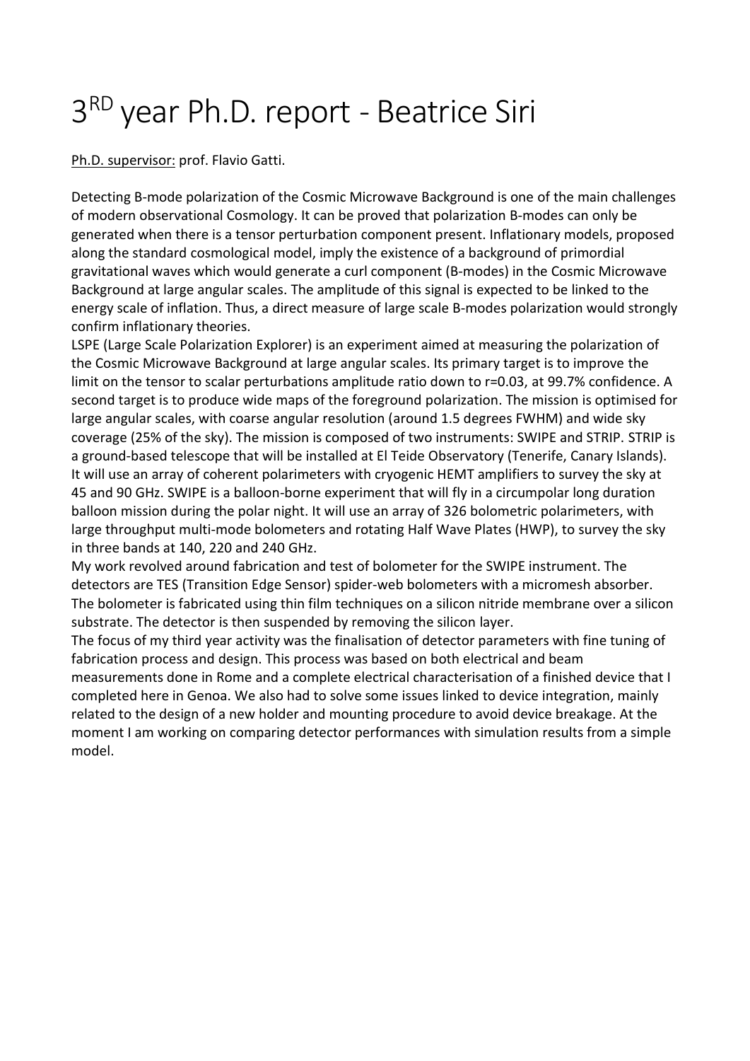# 3RD year Ph.D. report - Beatrice Siri

Ph.D. supervisor: prof. Flavio Gatti.

Detecting B-mode polarization of the Cosmic Microwave Background is one of the main challenges of modern observational Cosmology. It can be proved that polarization B-modes can only be generated when there is a tensor perturbation component present. Inflationary models, proposed along the standard cosmological model, imply the existence of a background of primordial gravitational waves which would generate a curl component (B-modes) in the Cosmic Microwave Background at large angular scales. The amplitude of this signal is expected to be linked to the energy scale of inflation. Thus, a direct measure of large scale B-modes polarization would strongly confirm inflationary theories.

LSPE (Large Scale Polarization Explorer) is an experiment aimed at measuring the polarization of the Cosmic Microwave Background at large angular scales. Its primary target is to improve the limit on the tensor to scalar perturbations amplitude ratio down to $r=0.03$, at 99.7% confidence. A second target is to produce wide maps of the foreground polarization. The mission is optimised for large angular scales, with coarse angular resolution (around 1.5 degrees FWHM) and wide sky coverage (25% of the sky). The mission is composed of two instruments: SWIPE and STRIP. STRIP is a ground-based telescope that will be installed at El Teide Observatory (Tenerife, Canary Islands). It will use an array of coherent polarimeters with cryogenic HEMT amplifiers to survey the sky at 45 and 90 GHz. SWIPE is a balloon-borne experiment that will fly in a circumpolar long duration balloon mission during the polar night. It will use an array of 326 bolometric polarimeters, with large throughput multi-mode bolometers and rotating Half Wave Plates (HWP), to survey the sky in three bands at 140, 220 and 240 GHz.

My work revolved around fabrication and test of bolometer for the SWIPE instrument. The detectors are TES (Transition Edge Sensor) spider-web bolometers with a micromesh absorber. The bolometer is fabricated using thin film techniques on a silicon nitride membrane over a silicon substrate. The detector is then suspended by removing the silicon layer.

The focus of my third year activity was the finalisation of detector parameters with fine tuning of fabrication process and design. This process was based on both electrical and beam measurements done in Rome and a complete electrical characterisation of a finished device that I completed here in Genoa. We also had to solve some issues linked to device integration, mainly related to the design of a new holder and mounting procedure to avoid device breakage. At the moment I am working on comparing detector performances with simulation results from a simple model.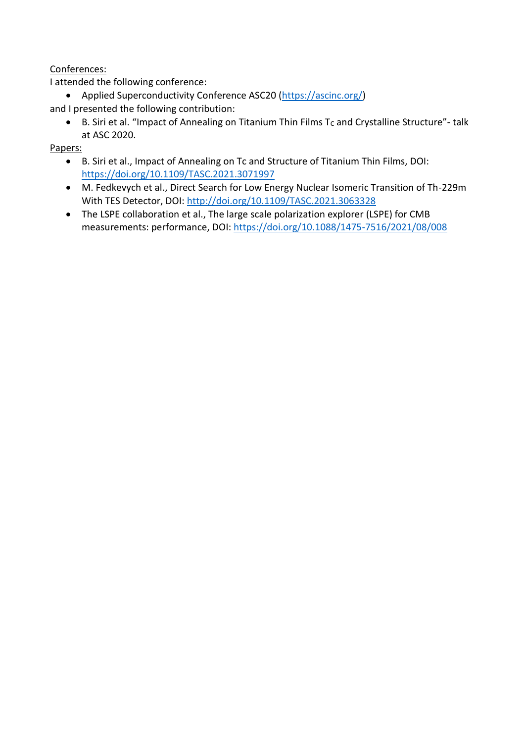Conferences:

I attended the following conference:

- Applied Superconductivity Conference ASC20 (https://ascinc.org/)

and I presented the following contribution:

- B. Siri et al. "Impact of Annealing on Titanium Thin Films $T_C$ and Crystalline Structure"- talk at ASC 2020.

Papers:

- B. Siri et al., Impact of Annealing on Tc and Structure of Titanium Thin Films, DOI: https://doi.org/10.1109/TASC.2021.3071997
- M. Fedkevych et al., Direct Search for Low Energy Nuclear Isomeric Transition of Th-229m With TES Detector, DOI: http://doi.org/10.1109/TASC.2021.3063328
- The LSPE collaboration et al., The large scale polarization explorer (LSPE) for CMB measurements: performance, DOI: https://doi.org/10.1088/1475-7516/2021/08/008